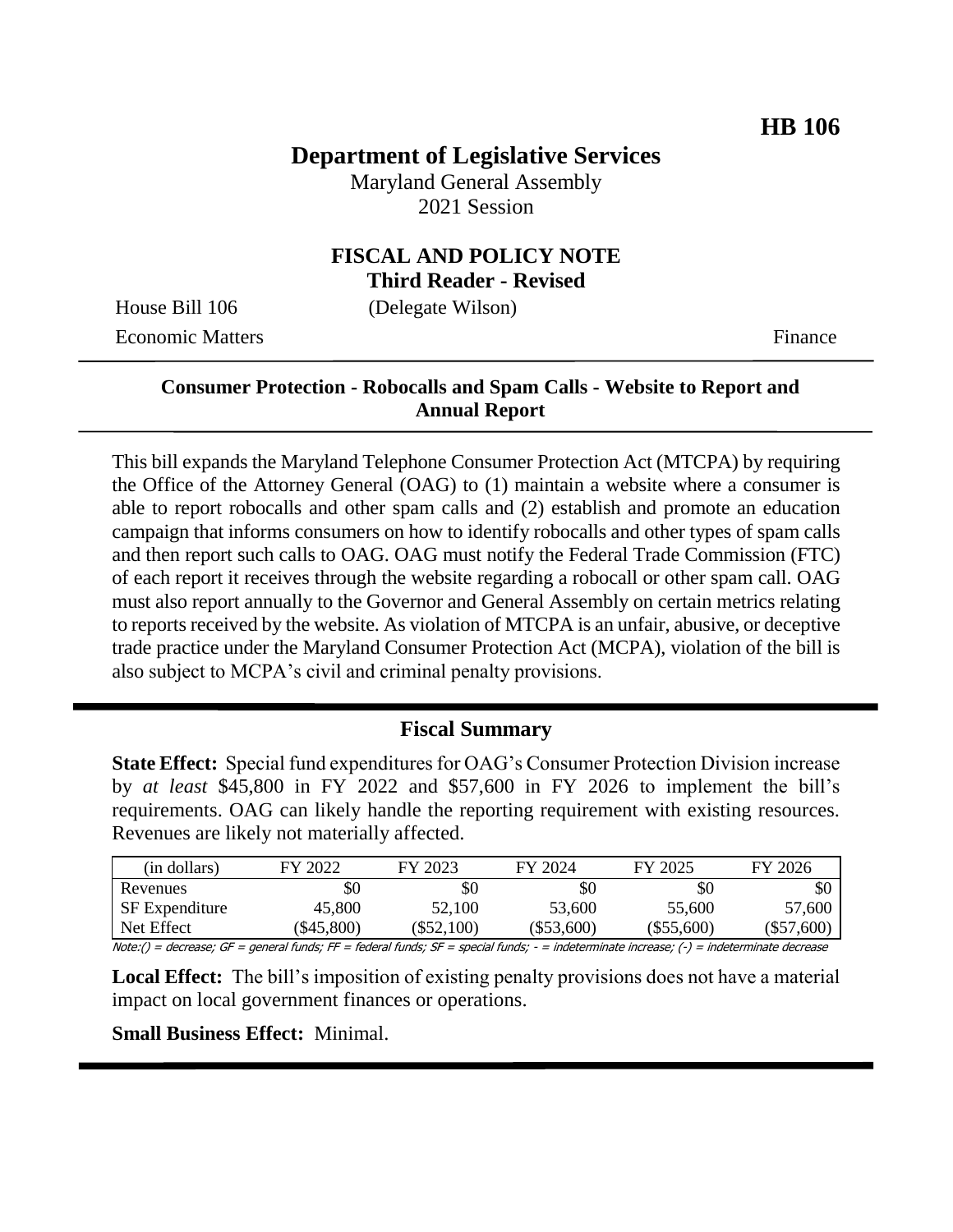**HB 106**

# Department of Legislative Services

Maryland General Assembly
2021 Session

## FISCAL AND POLICY NOTE
**Third Reader - Revised**

House Bill 106 (Delegate Wilson)
Economic Matters Finance

### Consumer Protection - Robocalls and Spam Calls - Website to Report and Annual Report

This bill expands the Maryland Telephone Consumer Protection Act (MTCPA) by requiring the Office of the Attorney General (OAG) to (1) maintain a website where a consumer is able to report robocalls and other spam calls and (2) establish and promote an education campaign that informs consumers on how to identify robocalls and other types of spam calls and then report such calls to OAG. OAG must notify the Federal Trade Commission (FTC) of each report it receives through the website regarding a robocall or other spam call. OAG must also report annually to the Governor and General Assembly on certain metrics relating to reports received by the website. As violation of MTCPA is an unfair, abusive, or deceptive trade practice under the Maryland Consumer Protection Act (MCPA), violation of the bill is also subject to MCPA's civil and criminal penalty provisions.

## Fiscal Summary

**State Effect:** Special fund expenditures for OAG's Consumer Protection Division increase by *at least* \$45,800 in FY 2022 and \$57,600 in FY 2026 to implement the bill's requirements. OAG can likely handle the reporting requirement with existing resources. Revenues are likely not materially affected.

| (in dollars) | FY 2022 | FY 2023 | FY 2024 | FY 2025 | FY 2026 |
|---|---|---|---|---|---|
| Revenues | \$0 | \$0 | \$0 | \$0 | \$0 |
| SF Expenditure | 45,800 | 52,100 | 53,600 | 55,600 | 57,600 |
| Net Effect | (\$45,800) | (\$52,100) | (\$53,600) | (\$55,600) | (\$57,600) |

Note:() = decrease; GF = general funds; FF = federal funds; SF = special funds; - = indeterminate increase; (-) = indeterminate decrease

**Local Effect:** The bill's imposition of existing penalty provisions does not have a material impact on local government finances or operations.

**Small Business Effect:** Minimal.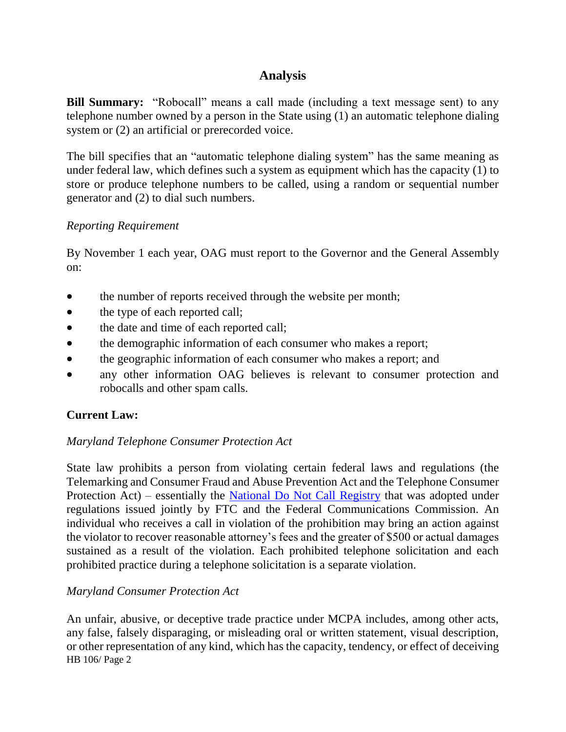## Analysis

**Bill Summary:** "Robocall" means a call made (including a text message sent) to any telephone number owned by a person in the State using (1) an automatic telephone dialing system or (2) an artificial or prerecorded voice.

The bill specifies that an "automatic telephone dialing system" has the same meaning as under federal law, which defines such a system as equipment which has the capacity (1) to store or produce telephone numbers to be called, using a random or sequential number generator and (2) to dial such numbers.

*Reporting Requirement*

By November 1 each year, OAG must report to the Governor and the General Assembly on:

- the number of reports received through the website per month;
- the type of each reported call;
- the date and time of each reported call;
- the demographic information of each consumer who makes a report;
- the geographic information of each consumer who makes a report; and
- any other information OAG believes is relevant to consumer protection and robocalls and other spam calls.

**Current Law:**

*Maryland Telephone Consumer Protection Act*

State law prohibits a person from violating certain federal laws and regulations (the Telemarking and Consumer Fraud and Abuse Prevention Act and the Telephone Consumer Protection Act) – essentially the National Do Not Call Registry that was adopted under regulations issued jointly by FTC and the Federal Communications Commission. An individual who receives a call in violation of the prohibition may bring an action against the violator to recover reasonable attorney's fees and the greater of $500 or actual damages sustained as a result of the violation. Each prohibited telephone solicitation and each prohibited practice during a telephone solicitation is a separate violation.

*Maryland Consumer Protection Act*

An unfair, abusive, or deceptive trade practice under MCPA includes, among other acts, any false, falsely disparaging, or misleading oral or written statement, visual description, or other representation of any kind, which has the capacity, tendency, or effect of deceiving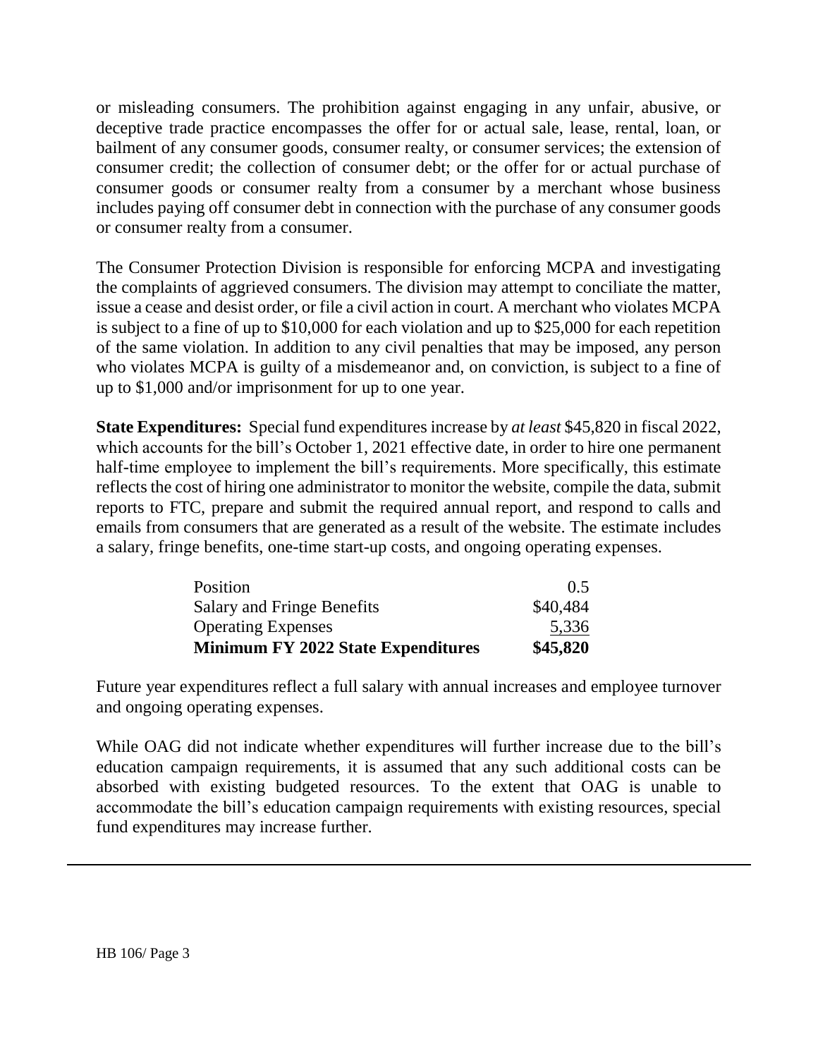or misleading consumers. The prohibition against engaging in any unfair, abusive, or deceptive trade practice encompasses the offer for or actual sale, lease, rental, loan, or bailment of any consumer goods, consumer realty, or consumer services; the extension of consumer credit; the collection of consumer debt; or the offer for or actual purchase of consumer goods or consumer realty from a consumer by a merchant whose business includes paying off consumer debt in connection with the purchase of any consumer goods or consumer realty from a consumer.

The Consumer Protection Division is responsible for enforcing MCPA and investigating the complaints of aggrieved consumers. The division may attempt to conciliate the matter, issue a cease and desist order, or file a civil action in court. A merchant who violates MCPA is subject to a fine of up to $10,000 for each violation and up to $25,000 for each repetition of the same violation. In addition to any civil penalties that may be imposed, any person who violates MCPA is guilty of a misdemeanor and, on conviction, is subject to a fine of up to $1,000 and/or imprisonment for up to one year.

**State Expenditures:** Special fund expenditures increase by *at least* $45,820 in fiscal 2022, which accounts for the bill's October 1, 2021 effective date, in order to hire one permanent half-time employee to implement the bill's requirements. More specifically, this estimate reflects the cost of hiring one administrator to monitor the website, compile the data, submit reports to FTC, prepare and submit the required annual report, and respond to calls and emails from consumers that are generated as a result of the website. The estimate includes a salary, fringe benefits, one-time start-up costs, and ongoing operating expenses.

| | |
|---|---|
| Position | 0.5 |
| Salary and Fringe Benefits | $40,484 |
| Operating Expenses | 5,336 |
| **Minimum FY 2022 State Expenditures** | **$45,820** |

Future year expenditures reflect a full salary with annual increases and employee turnover and ongoing operating expenses.

While OAG did not indicate whether expenditures will further increase due to the bill's education campaign requirements, it is assumed that any such additional costs can be absorbed with existing budgeted resources. To the extent that OAG is unable to accommodate the bill's education campaign requirements with existing resources, special fund expenditures may increase further.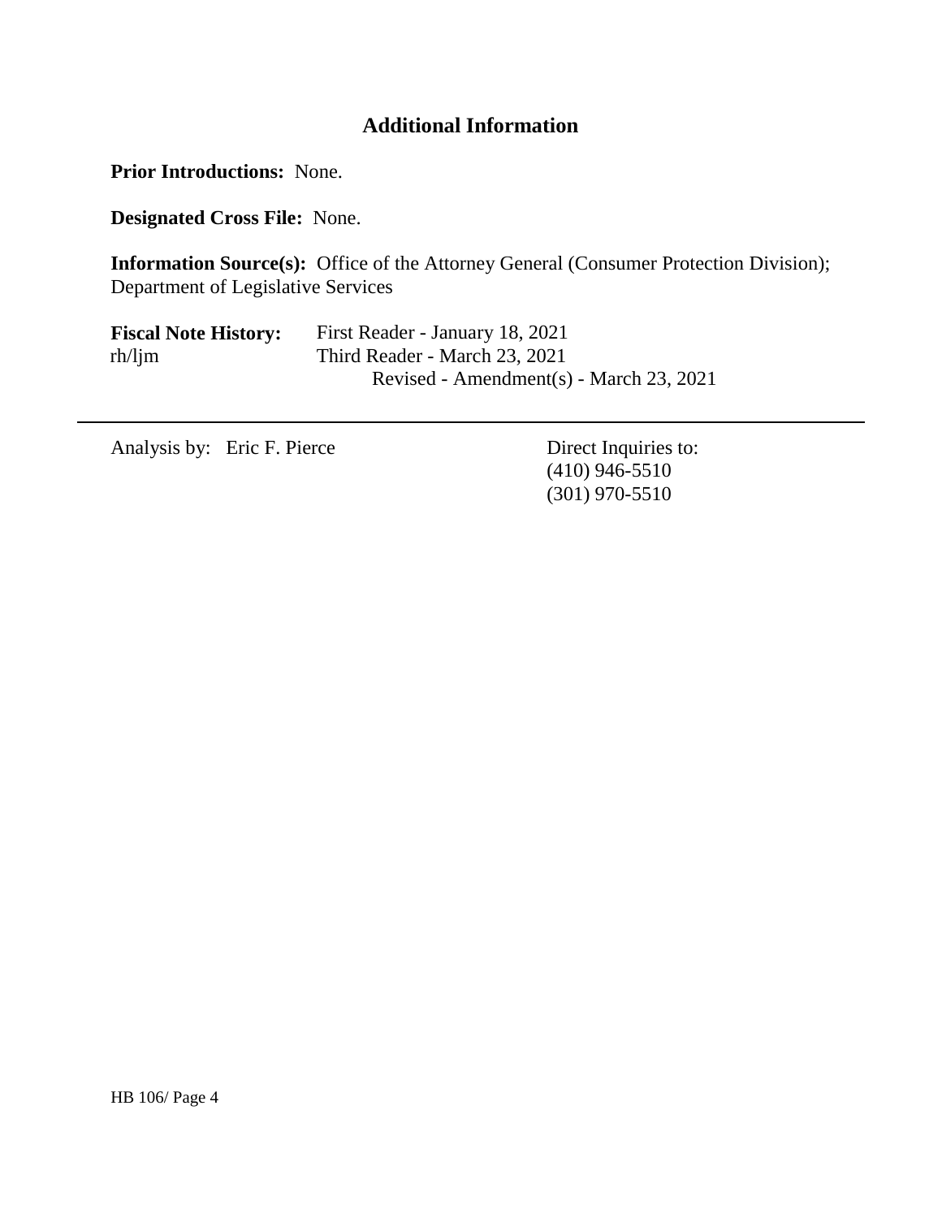## Additional Information

**Prior Introductions:** None.

**Designated Cross File:** None.

**Information Source(s):** Office of the Attorney General (Consumer Protection Division); Department of Legislative Services

| | |
|---|---|
| **Fiscal Note History:** | First Reader - January 18, 2021 |
| rh/ljm | Third Reader - March 23, 2021 |
| | Revised - Amendment(s) - March 23, 2021 |

---

Analysis by: Eric F. Pierce

Direct Inquiries to:
(410) 946-5510
(301) 970-5510